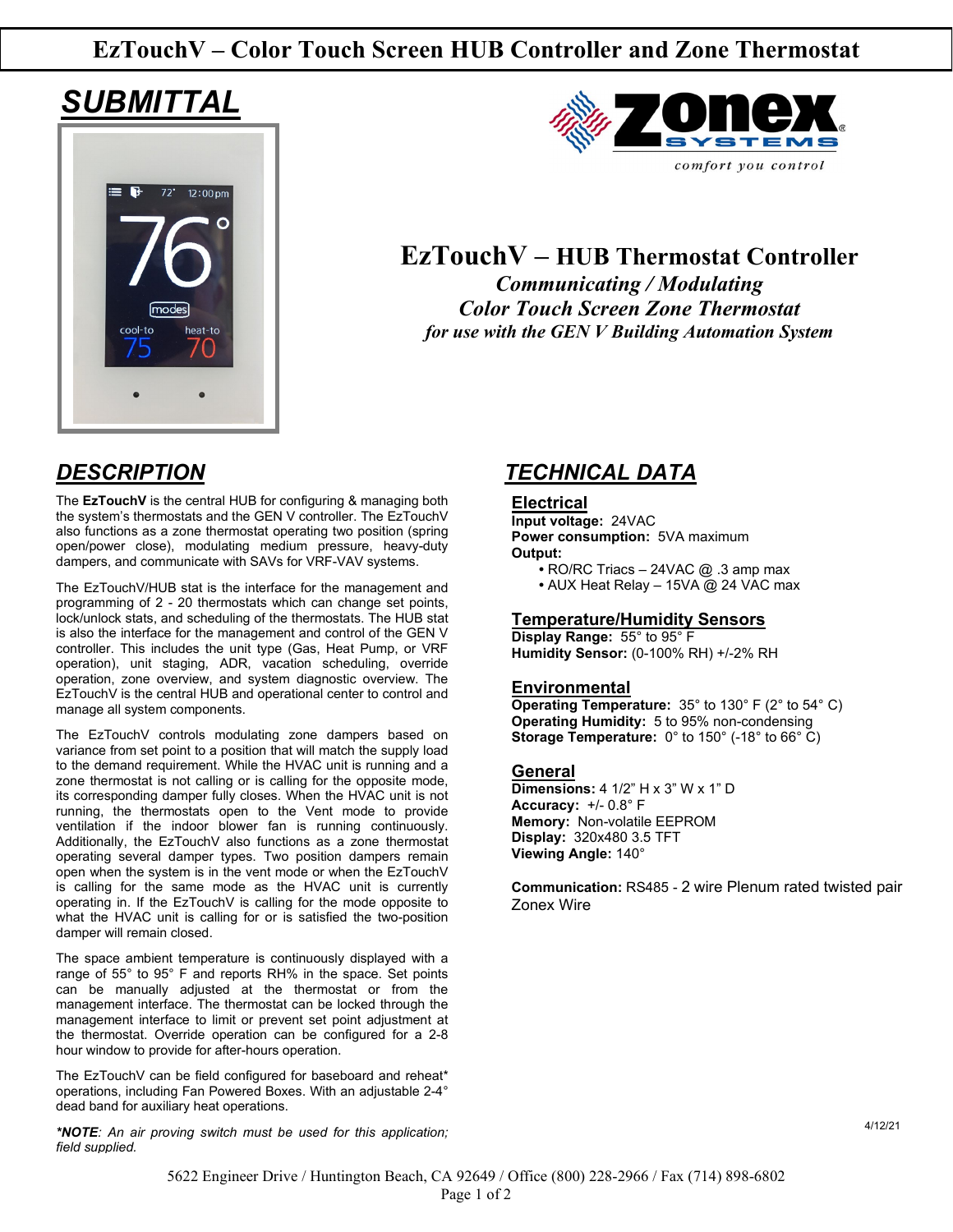# EzTouchV – Color Touch Screen HUB Controller and Zone Thermostat

## SUBMITTAL

comfort you control

# EzTouchV – HUB Thermostat Controller

***Communicating / Modulating***
***Color Touch Screen Zone Thermostat***
***for use with the GEN V Building Automation System***

## DESCRIPTION

The **EzTouchV** is the central HUB for configuring & managing both the system's thermostats and the GEN V controller. The EzTouchV also functions as a zone thermostat operating two position (spring open/power close), modulating medium pressure, heavy-duty dampers, and communicate with SAVs for VRF-VAV systems.

The EzTouchV/HUB stat is the interface for the management and programming of 2 - 20 thermostats which can change set points, lock/unlock stats, and scheduling of the thermostats. The HUB stat is also the interface for the management and control of the GEN V controller. This includes the unit type (Gas, Heat Pump, or VRF operation), unit staging, ADR, vacation scheduling, override operation, zone overview, and system diagnostic overview. The EzTouchV is the central HUB and operational center to control and manage all system components.

The EzTouchV controls modulating zone dampers based on variance from set point to a position that will match the supply load to the demand requirement. While the HVAC unit is running and a zone thermostat is not calling or is calling for the opposite mode, its corresponding damper fully closes. When the HVAC unit is not running, the thermostats open to the Vent mode to provide ventilation if the indoor blower fan is running continuously. Additionally, the EzTouchV also functions as a zone thermostat operating several damper types. Two position dampers remain open when the system is in the vent mode or when the EzTouchV is calling for the same mode as the HVAC unit is currently operating in. If the EzTouchV is calling for the mode opposite to what the HVAC unit is calling for or is satisfied the two-position damper will remain closed.

The space ambient temperature is continuously displayed with a range of 55° to 95° F and reports RH% in the space. Set points can be manually adjusted at the thermostat or from the management interface. The thermostat can be locked through the management interface to limit or prevent set point adjustment at the thermostat. Override operation can be configured for a 2-8 hour window to provide for after-hours operation.

The EzTouchV can be field configured for baseboard and reheat* operations, including Fan Powered Boxes. With an adjustable 2-4° dead band for auxiliary heat operations.

****NOTE***: *An air proving switch must be used for this application; field supplied.*

## TECHNICAL DATA

### Electrical

**Input voltage:** 24VAC
**Power consumption:** 5VA maximum
**Output:**

- RO/RC Triacs – 24VAC @ .3 amp max
- AUX Heat Relay – 15VA @ 24 VAC max

### Temperature/Humidity Sensors

**Display Range:** 55° to 95° F
**Humidity Sensor:** (0-100% RH) +/-2% RH

### Environmental

**Operating Temperature:** 35° to 130° F (2° to 54° C)
**Operating Humidity:** 5 to 95% non-condensing
**Storage Temperature:** 0° to 150° (-18° to 66° C)

### General

**Dimensions:** 4 1/2" H x 3" W x 1" D
**Accuracy:** +/- 0.8° F
**Memory:** Non-volatile EEPROM
**Display:** 320x480 3.5 TFT
**Viewing Angle:** 140°

**Communication:** RS485 - 2 wire Plenum rated twisted pair Zonex Wire

4/12/21

5622 Engineer Drive / Huntington Beach, CA 92649 / Office (800) 228-2966 / Fax (714) 898-6802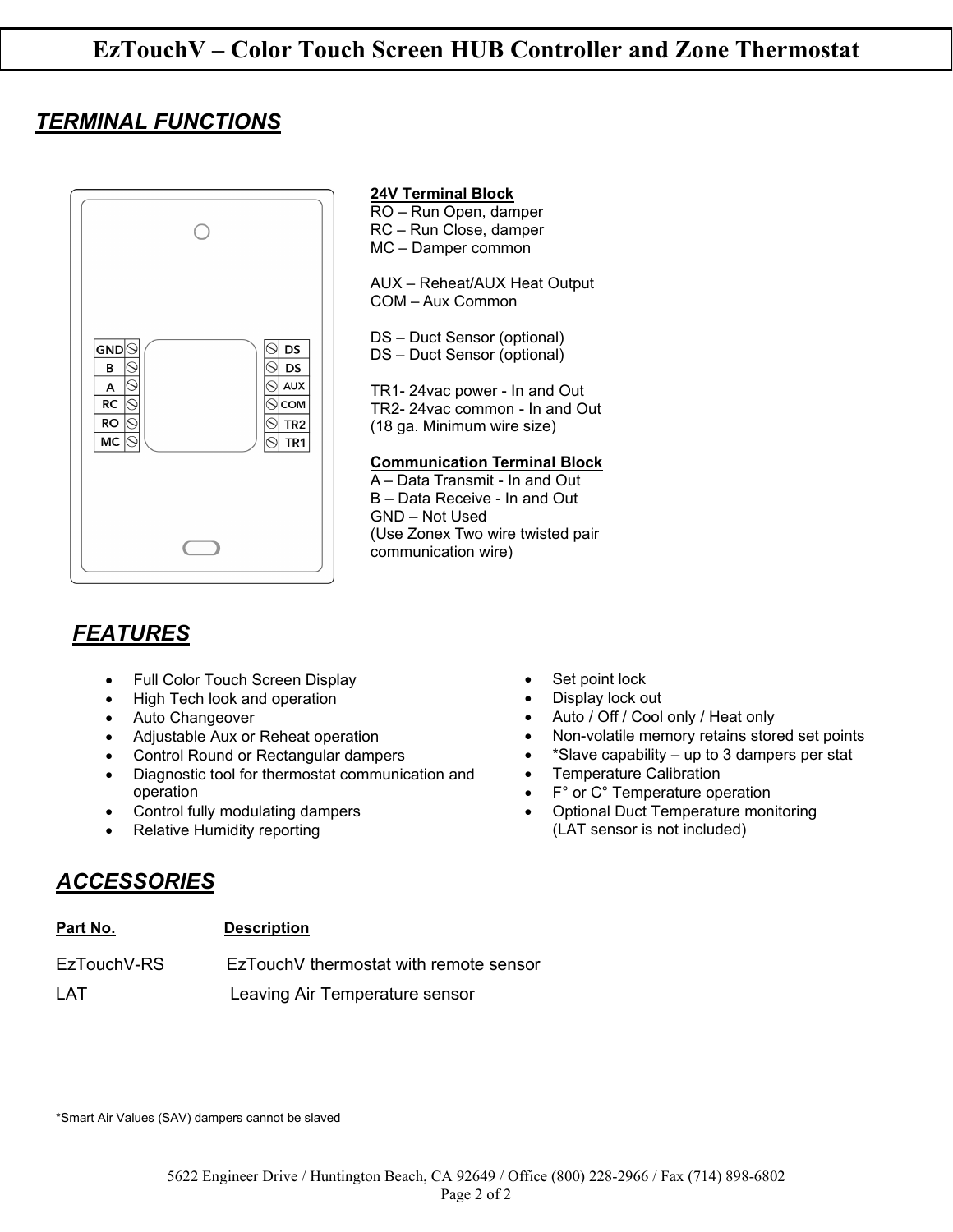# EzTouchV – Color Touch Screen HUB Controller and Zone Thermostat

## TERMINAL FUNCTIONS

GND
B
A
RC
RO
MC

DS
DS
AUX
COM
TR2
TR1

**24V Terminal Block**
RO – Run Open, damper
RC – Run Close, damper
MC – Damper common

AUX – Reheat/AUX Heat Output
COM – Aux Common

DS – Duct Sensor (optional)
DS – Duct Sensor (optional)

TR1- 24vac power - In and Out
TR2- 24vac common - In and Out
(18 ga. Minimum wire size)

**Communication Terminal Block**
A – Data Transmit - In and Out
B – Data Receive - In and Out
GND – Not Used
(Use Zonex Two wire twisted pair communication wire)

## FEATURES

- Full Color Touch Screen Display
- High Tech look and operation
- Auto Changeover
- Adjustable Aux or Reheat operation
- Control Round or Rectangular dampers
- Diagnostic tool for thermostat communication and operation
- Control fully modulating dampers
- Relative Humidity reporting
- Set point lock
- Display lock out
- Auto / Off / Cool only / Heat only
- Non-volatile memory retains stored set points
- *Slave capability – up to 3 dampers per stat
- Temperature Calibration
- F° or C° Temperature operation
- Optional Duct Temperature monitoring (LAT sensor is not included)

## ACCESSORIES

| Part No. | Description |
|---|---|
| EzTouchV-RS | EzTouchV thermostat with remote sensor |
| LAT | Leaving Air Temperature sensor |

*Smart Air Values (SAV) dampers cannot be slaved

5622 Engineer Drive / Huntington Beach, CA 92649 / Office (800) 228-2966 / Fax (714) 898-6802